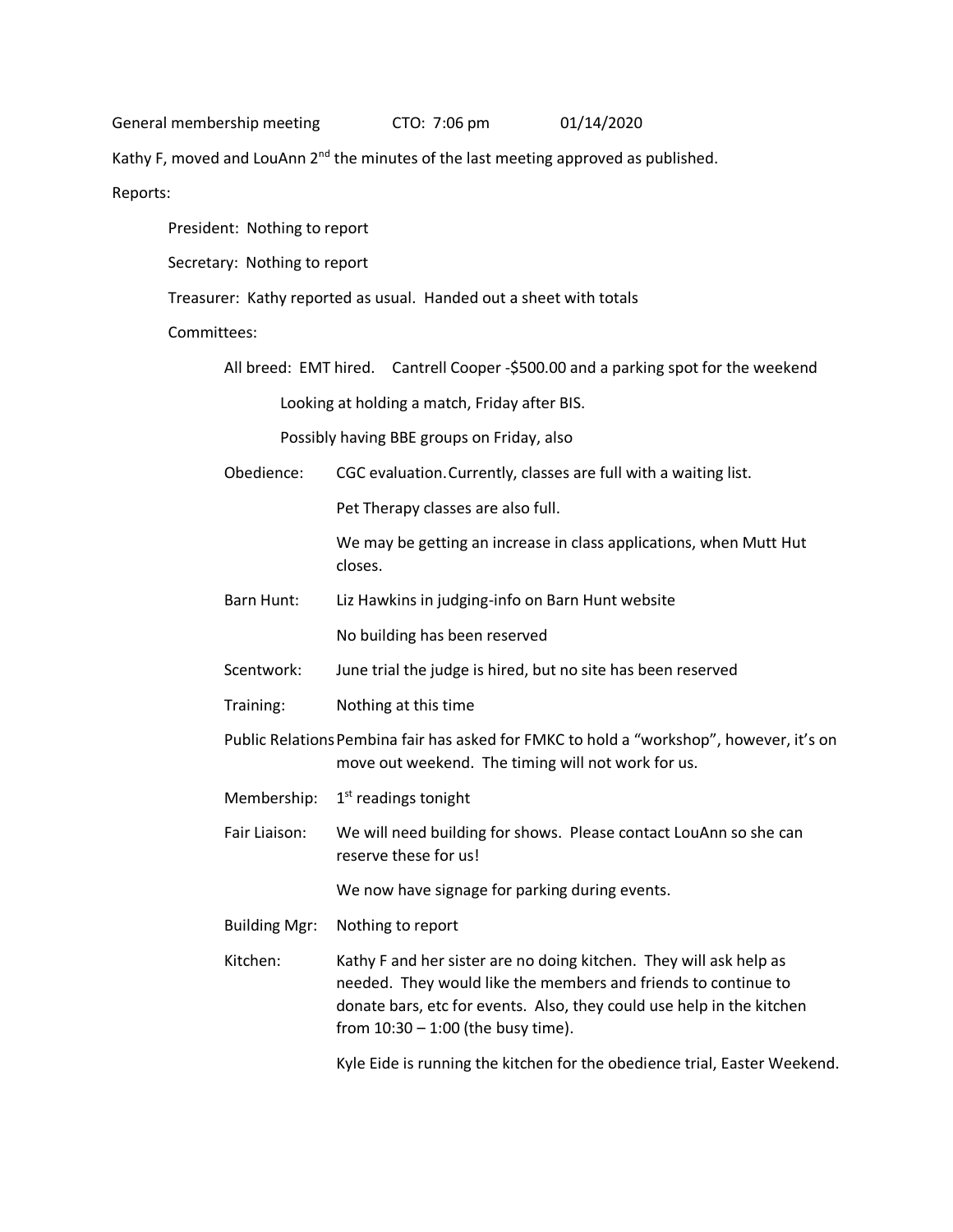General membership meeting CTO: 7:06 pm 01/14/2020

Kathy F, moved and LouAnn 2nd the minutes of the last meeting approved as published.

Reports:

- President: Nothing to report
- Secretary: Nothing to report
- Treasurer: Kathy reported as usual. Handed out a sheet with totals
- Committees:
  - All breed: EMT hired. Cantrell Cooper -$500.00 and a parking spot for the weekend
    - Looking at holding a match, Friday after BIS.
    - Possibly having BBE groups on Friday, also
  - Obedience: CGC evaluation. Currently, classes are full with a waiting list.
    - Pet Therapy classes are also full.
    - We may be getting an increase in class applications, when Mutt Hut closes.
  - Barn Hunt: Liz Hawkins in judging-info on Barn Hunt website
    - No building has been reserved
  - Scentwork: June trial the judge is hired, but no site has been reserved
  - Training: Nothing at this time
  - Public Relations: Pembina fair has asked for FMKC to hold a "workshop", however, it's on move out weekend. The timing will not work for us.
  - Membership: 1st readings tonight
  - Fair Liaison: We will need building for shows. Please contact LouAnn so she can reserve these for us!
    - We now have signage for parking during events.
  - Building Mgr: Nothing to report
  - Kitchen: Kathy F and her sister are no doing kitchen. They will ask help as needed. They would like the members and friends to continue to donate bars, etc for events. Also, they could use help in the kitchen from 10:30 – 1:00 (the busy time).
    - Kyle Eide is running the kitchen for the obedience trial, Easter Weekend.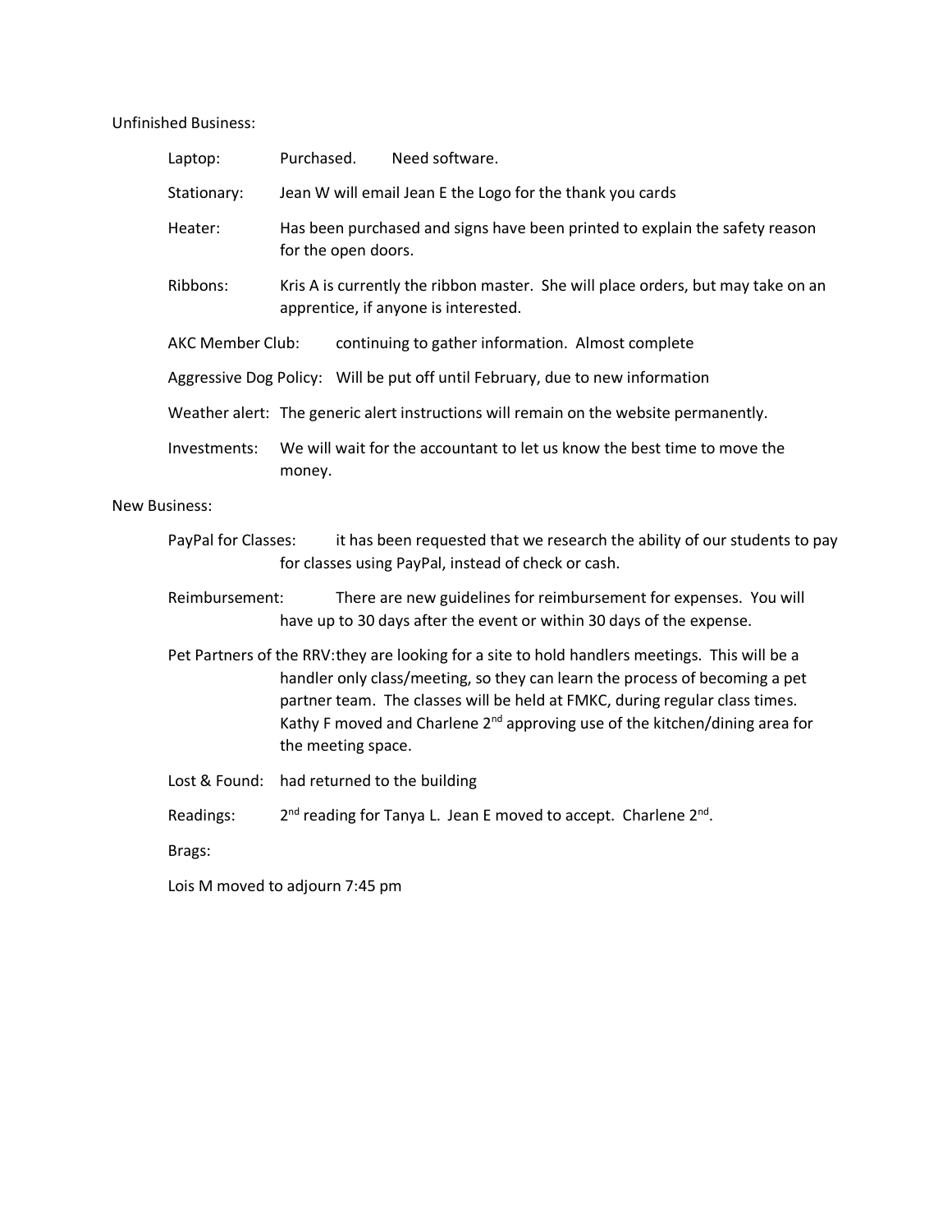Unfinished Business:

Laptop: Purchased. Need software.

Stationary: Jean W will email Jean E the Logo for the thank you cards

Heater: Has been purchased and signs have been printed to explain the safety reason for the open doors.

Ribbons: Kris A is currently the ribbon master. She will place orders, but may take on an apprentice, if anyone is interested.

AKC Member Club: continuing to gather information. Almost complete

Aggressive Dog Policy: Will be put off until February, due to new information

Weather alert: The generic alert instructions will remain on the website permanently.

Investments: We will wait for the accountant to let us know the best time to move the money.

New Business:

PayPal for Classes: it has been requested that we research the ability of our students to pay for classes using PayPal, instead of check or cash.

Reimbursement: There are new guidelines for reimbursement for expenses. You will have up to 30 days after the event or within 30 days of the expense.

Pet Partners of the RRV: they are looking for a site to hold handlers meetings. This will be a handler only class/meeting, so they can learn the process of becoming a pet partner team. The classes will be held at FMKC, during regular class times. Kathy F moved and Charlene 2nd approving use of the kitchen/dining area for the meeting space.

Lost & Found: had returned to the building

Readings: 2nd reading for Tanya L. Jean E moved to accept. Charlene 2nd.

Brags:

Lois M moved to adjourn 7:45 pm